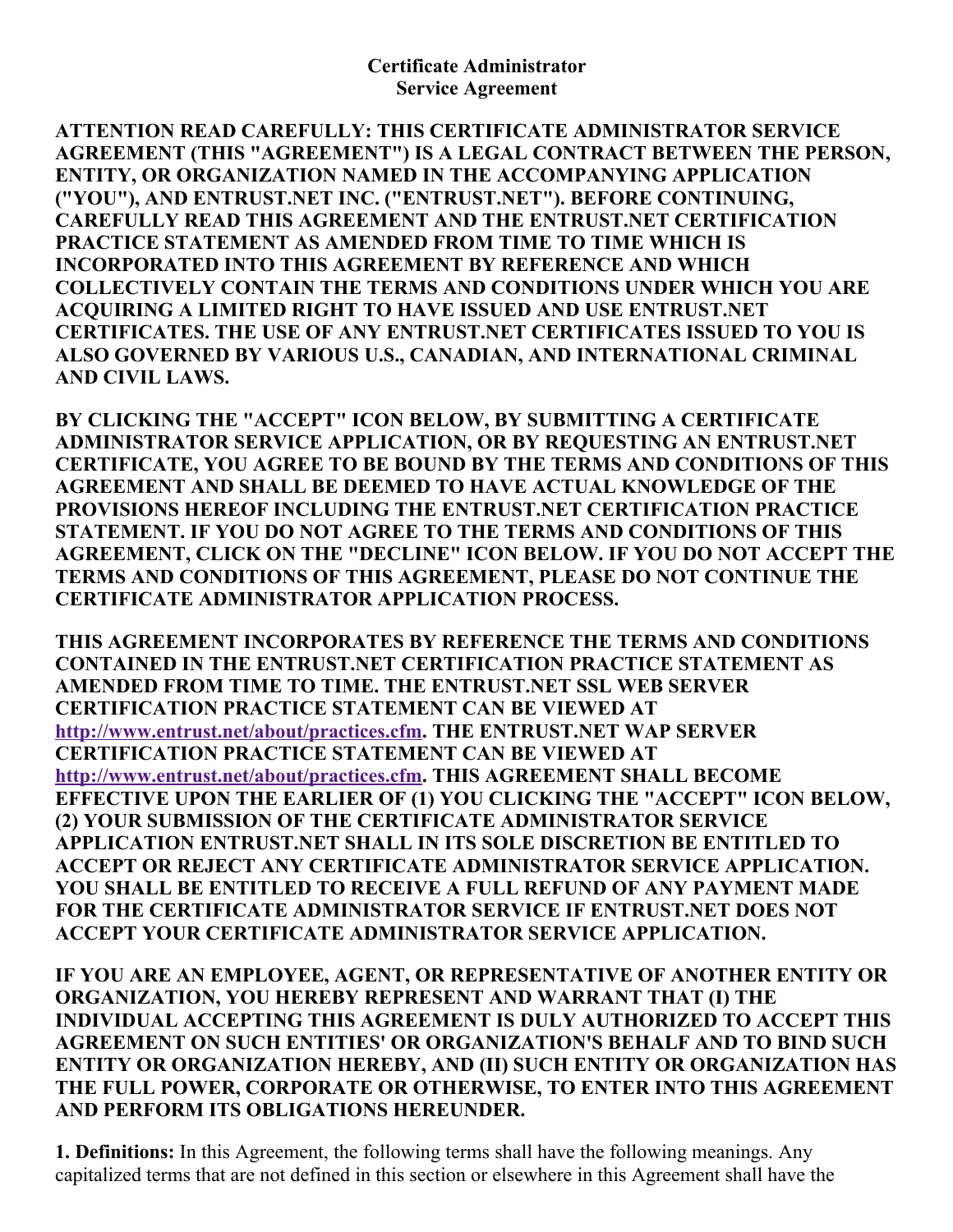**Certificate Administrator**
**Service Agreement**

**ATTENTION READ CAREFULLY: THIS CERTIFICATE ADMINISTRATOR SERVICE AGREEMENT (THIS "AGREEMENT") IS A LEGAL CONTRACT BETWEEN THE PERSON, ENTITY, OR ORGANIZATION NAMED IN THE ACCOMPANYING APPLICATION ("YOU"), AND ENTRUST.NET INC. ("ENTRUST.NET"). BEFORE CONTINUING, CAREFULLY READ THIS AGREEMENT AND THE ENTRUST.NET CERTIFICATION PRACTICE STATEMENT AS AMENDED FROM TIME TO TIME WHICH IS INCORPORATED INTO THIS AGREEMENT BY REFERENCE AND WHICH COLLECTIVELY CONTAIN THE TERMS AND CONDITIONS UNDER WHICH YOU ARE ACQUIRING A LIMITED RIGHT TO HAVE ISSUED AND USE ENTRUST.NET CERTIFICATES. THE USE OF ANY ENTRUST.NET CERTIFICATES ISSUED TO YOU IS ALSO GOVERNED BY VARIOUS U.S., CANADIAN, AND INTERNATIONAL CRIMINAL AND CIVIL LAWS.**

**BY CLICKING THE "ACCEPT" ICON BELOW, BY SUBMITTING A CERTIFICATE ADMINISTRATOR SERVICE APPLICATION, OR BY REQUESTING AN ENTRUST.NET CERTIFICATE, YOU AGREE TO BE BOUND BY THE TERMS AND CONDITIONS OF THIS AGREEMENT AND SHALL BE DEEMED TO HAVE ACTUAL KNOWLEDGE OF THE PROVISIONS HEREOF INCLUDING THE ENTRUST.NET CERTIFICATION PRACTICE STATEMENT. IF YOU DO NOT AGREE TO THE TERMS AND CONDITIONS OF THIS AGREEMENT, CLICK ON THE "DECLINE" ICON BELOW. IF YOU DO NOT ACCEPT THE TERMS AND CONDITIONS OF THIS AGREEMENT, PLEASE DO NOT CONTINUE THE CERTIFICATE ADMINISTRATOR APPLICATION PROCESS.**

**THIS AGREEMENT INCORPORATES BY REFERENCE THE TERMS AND CONDITIONS CONTAINED IN THE ENTRUST.NET CERTIFICATION PRACTICE STATEMENT AS AMENDED FROM TIME TO TIME. THE ENTRUST.NET SSL WEB SERVER CERTIFICATION PRACTICE STATEMENT CAN BE VIEWED AT [http://www.entrust.net/about/practices.cfm](http://www.entrust.net/about/practices.cfm). THE ENTRUST.NET WAP SERVER CERTIFICATION PRACTICE STATEMENT CAN BE VIEWED AT [http://www.entrust.net/about/practices.cfm](http://www.entrust.net/about/practices.cfm). THIS AGREEMENT SHALL BECOME EFFECTIVE UPON THE EARLIER OF (1) YOU CLICKING THE "ACCEPT" ICON BELOW, (2) YOUR SUBMISSION OF THE CERTIFICATE ADMINISTRATOR SERVICE APPLICATION ENTRUST.NET SHALL IN ITS SOLE DISCRETION BE ENTITLED TO ACCEPT OR REJECT ANY CERTIFICATE ADMINISTRATOR SERVICE APPLICATION. YOU SHALL BE ENTITLED TO RECEIVE A FULL REFUND OF ANY PAYMENT MADE FOR THE CERTIFICATE ADMINISTRATOR SERVICE IF ENTRUST.NET DOES NOT ACCEPT YOUR CERTIFICATE ADMINISTRATOR SERVICE APPLICATION.**

**IF YOU ARE AN EMPLOYEE, AGENT, OR REPRESENTATIVE OF ANOTHER ENTITY OR ORGANIZATION, YOU HEREBY REPRESENT AND WARRANT THAT (I) THE INDIVIDUAL ACCEPTING THIS AGREEMENT IS DULY AUTHORIZED TO ACCEPT THIS AGREEMENT ON SUCH ENTITIES' OR ORGANIZATION'S BEHALF AND TO BIND SUCH ENTITY OR ORGANIZATION HEREBY, AND (II) SUCH ENTITY OR ORGANIZATION HAS THE FULL POWER, CORPORATE OR OTHERWISE, TO ENTER INTO THIS AGREEMENT AND PERFORM ITS OBLIGATIONS HEREUNDER.**

**1. Definitions:** In this Agreement, the following terms shall have the following meanings. Any capitalized terms that are not defined in this section or elsewhere in this Agreement shall have the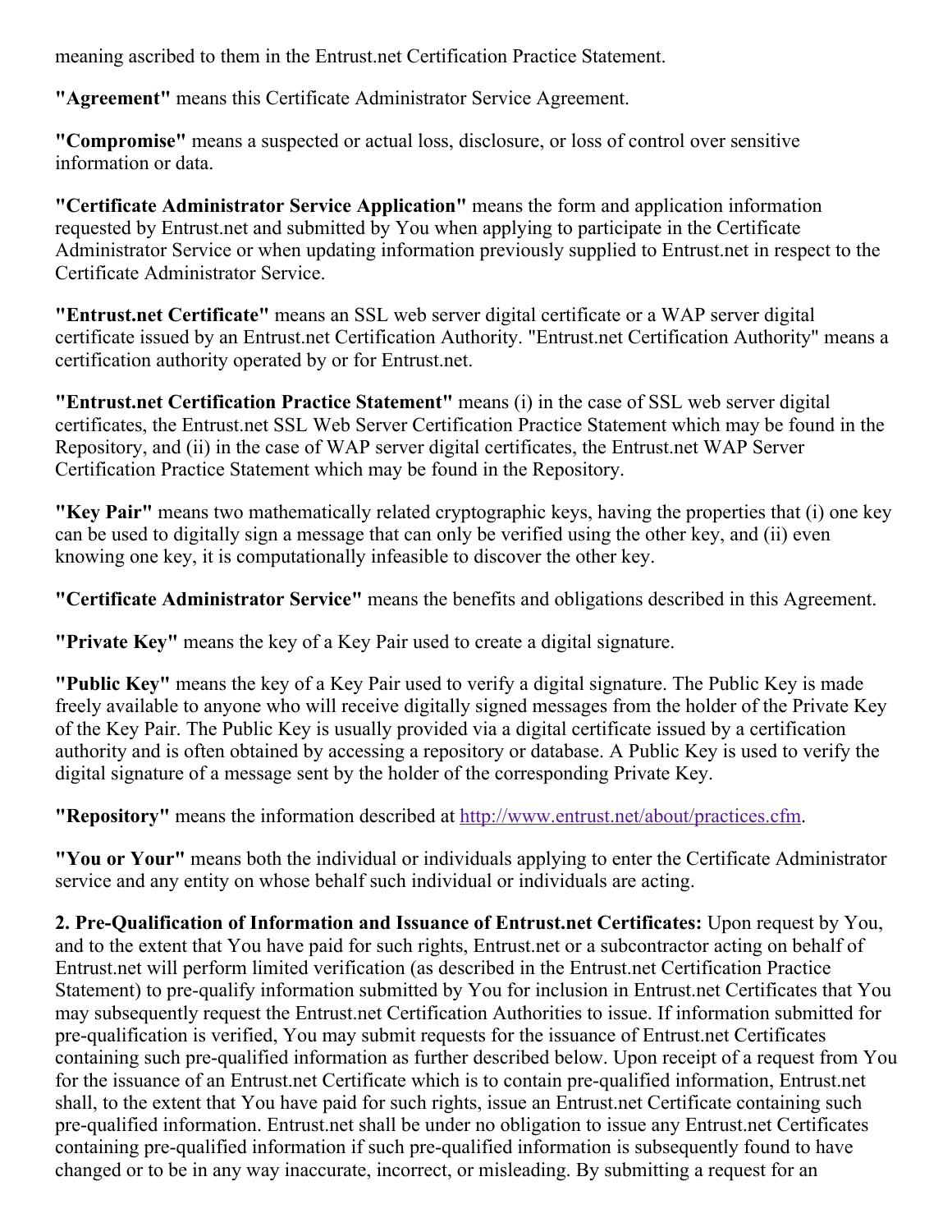meaning ascribed to them in the Entrust.net Certification Practice Statement.

**"Agreement"** means this Certificate Administrator Service Agreement.

**"Compromise"** means a suspected or actual loss, disclosure, or loss of control over sensitive information or data.

**"Certificate Administrator Service Application"** means the form and application information requested by Entrust.net and submitted by You when applying to participate in the Certificate Administrator Service or when updating information previously supplied to Entrust.net in respect to the Certificate Administrator Service.

**"Entrust.net Certificate"** means an SSL web server digital certificate or a WAP server digital certificate issued by an Entrust.net Certification Authority. "Entrust.net Certification Authority" means a certification authority operated by or for Entrust.net.

**"Entrust.net Certification Practice Statement"** means (i) in the case of SSL web server digital certificates, the Entrust.net SSL Web Server Certification Practice Statement which may be found in the Repository, and (ii) in the case of WAP server digital certificates, the Entrust.net WAP Server Certification Practice Statement which may be found in the Repository.

**"Key Pair"** means two mathematically related cryptographic keys, having the properties that (i) one key can be used to digitally sign a message that can only be verified using the other key, and (ii) even knowing one key, it is computationally infeasible to discover the other key.

**"Certificate Administrator Service"** means the benefits and obligations described in this Agreement.

**"Private Key"** means the key of a Key Pair used to create a digital signature.

**"Public Key"** means the key of a Key Pair used to verify a digital signature. The Public Key is made freely available to anyone who will receive digitally signed messages from the holder of the Private Key of the Key Pair. The Public Key is usually provided via a digital certificate issued by a certification authority and is often obtained by accessing a repository or database. A Public Key is used to verify the digital signature of a message sent by the holder of the corresponding Private Key.

**"Repository"** means the information described at http://www.entrust.net/about/practices.cfm.

**"You or Your"** means both the individual or individuals applying to enter the Certificate Administrator service and any entity on whose behalf such individual or individuals are acting.

**2. Pre-Qualification of Information and Issuance of Entrust.net Certificates:** Upon request by You, and to the extent that You have paid for such rights, Entrust.net or a subcontractor acting on behalf of Entrust.net will perform limited verification (as described in the Entrust.net Certification Practice Statement) to pre-qualify information submitted by You for inclusion in Entrust.net Certificates that You may subsequently request the Entrust.net Certification Authorities to issue. If information submitted for pre-qualification is verified, You may submit requests for the issuance of Entrust.net Certificates containing such pre-qualified information as further described below. Upon receipt of a request from You for the issuance of an Entrust.net Certificate which is to contain pre-qualified information, Entrust.net shall, to the extent that You have paid for such rights, issue an Entrust.net Certificate containing such pre-qualified information. Entrust.net shall be under no obligation to issue any Entrust.net Certificates containing pre-qualified information if such pre-qualified information is subsequently found to have changed or to be in any way inaccurate, incorrect, or misleading. By submitting a request for an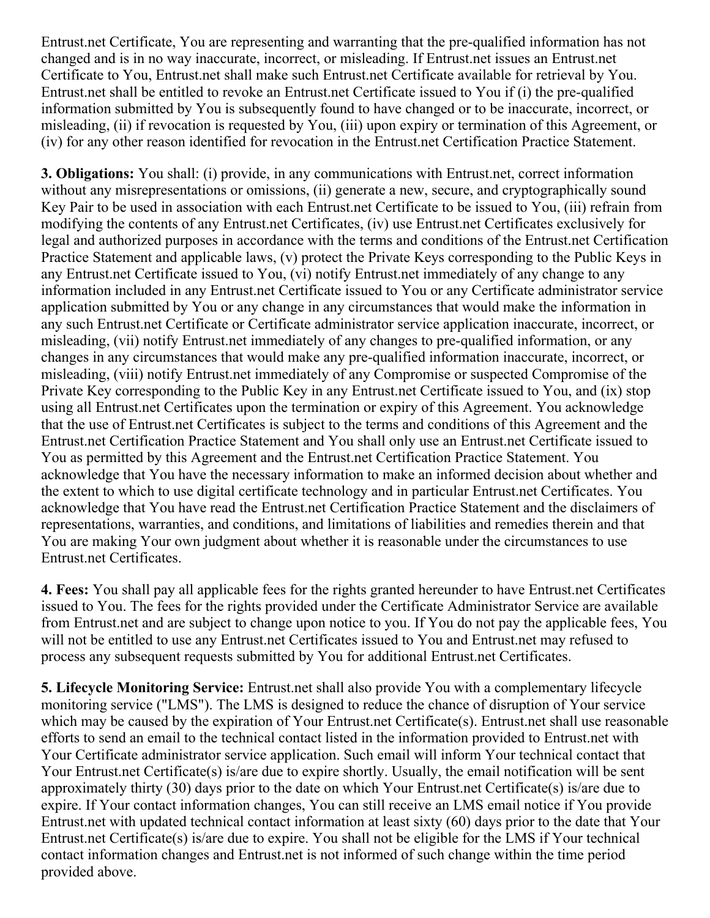Entrust.net Certificate, You are representing and warranting that the pre-qualified information has not changed and is in no way inaccurate, incorrect, or misleading. If Entrust.net issues an Entrust.net Certificate to You, Entrust.net shall make such Entrust.net Certificate available for retrieval by You. Entrust.net shall be entitled to revoke an Entrust.net Certificate issued to You if (i) the pre-qualified information submitted by You is subsequently found to have changed or to be inaccurate, incorrect, or misleading, (ii) if revocation is requested by You, (iii) upon expiry or termination of this Agreement, or (iv) for any other reason identified for revocation in the Entrust.net Certification Practice Statement.

**3. Obligations:** You shall: (i) provide, in any communications with Entrust.net, correct information without any misrepresentations or omissions, (ii) generate a new, secure, and cryptographically sound Key Pair to be used in association with each Entrust.net Certificate to be issued to You, (iii) refrain from modifying the contents of any Entrust.net Certificates, (iv) use Entrust.net Certificates exclusively for legal and authorized purposes in accordance with the terms and conditions of the Entrust.net Certification Practice Statement and applicable laws, (v) protect the Private Keys corresponding to the Public Keys in any Entrust.net Certificate issued to You, (vi) notify Entrust.net immediately of any change to any information included in any Entrust.net Certificate issued to You or any Certificate administrator service application submitted by You or any change in any circumstances that would make the information in any such Entrust.net Certificate or Certificate administrator service application inaccurate, incorrect, or misleading, (vii) notify Entrust.net immediately of any changes to pre-qualified information, or any changes in any circumstances that would make any pre-qualified information inaccurate, incorrect, or misleading, (viii) notify Entrust.net immediately of any Compromise or suspected Compromise of the Private Key corresponding to the Public Key in any Entrust.net Certificate issued to You, and (ix) stop using all Entrust.net Certificates upon the termination or expiry of this Agreement. You acknowledge that the use of Entrust.net Certificates is subject to the terms and conditions of this Agreement and the Entrust.net Certification Practice Statement and You shall only use an Entrust.net Certificate issued to You as permitted by this Agreement and the Entrust.net Certification Practice Statement. You acknowledge that You have the necessary information to make an informed decision about whether and the extent to which to use digital certificate technology and in particular Entrust.net Certificates. You acknowledge that You have read the Entrust.net Certification Practice Statement and the disclaimers of representations, warranties, and conditions, and limitations of liabilities and remedies therein and that You are making Your own judgment about whether it is reasonable under the circumstances to use Entrust.net Certificates.

**4. Fees:** You shall pay all applicable fees for the rights granted hereunder to have Entrust.net Certificates issued to You. The fees for the rights provided under the Certificate Administrator Service are available from Entrust.net and are subject to change upon notice to you. If You do not pay the applicable fees, You will not be entitled to use any Entrust.net Certificates issued to You and Entrust.net may refused to process any subsequent requests submitted by You for additional Entrust.net Certificates.

**5. Lifecycle Monitoring Service:** Entrust.net shall also provide You with a complementary lifecycle monitoring service ("LMS"). The LMS is designed to reduce the chance of disruption of Your service which may be caused by the expiration of Your Entrust.net Certificate(s). Entrust.net shall use reasonable efforts to send an email to the technical contact listed in the information provided to Entrust.net with Your Certificate administrator service application. Such email will inform Your technical contact that Your Entrust.net Certificate(s) is/are due to expire shortly. Usually, the email notification will be sent approximately thirty (30) days prior to the date on which Your Entrust.net Certificate(s) is/are due to expire. If Your contact information changes, You can still receive an LMS email notice if You provide Entrust.net with updated technical contact information at least sixty (60) days prior to the date that Your Entrust.net Certificate(s) is/are due to expire. You shall not be eligible for the LMS if Your technical contact information changes and Entrust.net is not informed of such change within the time period provided above.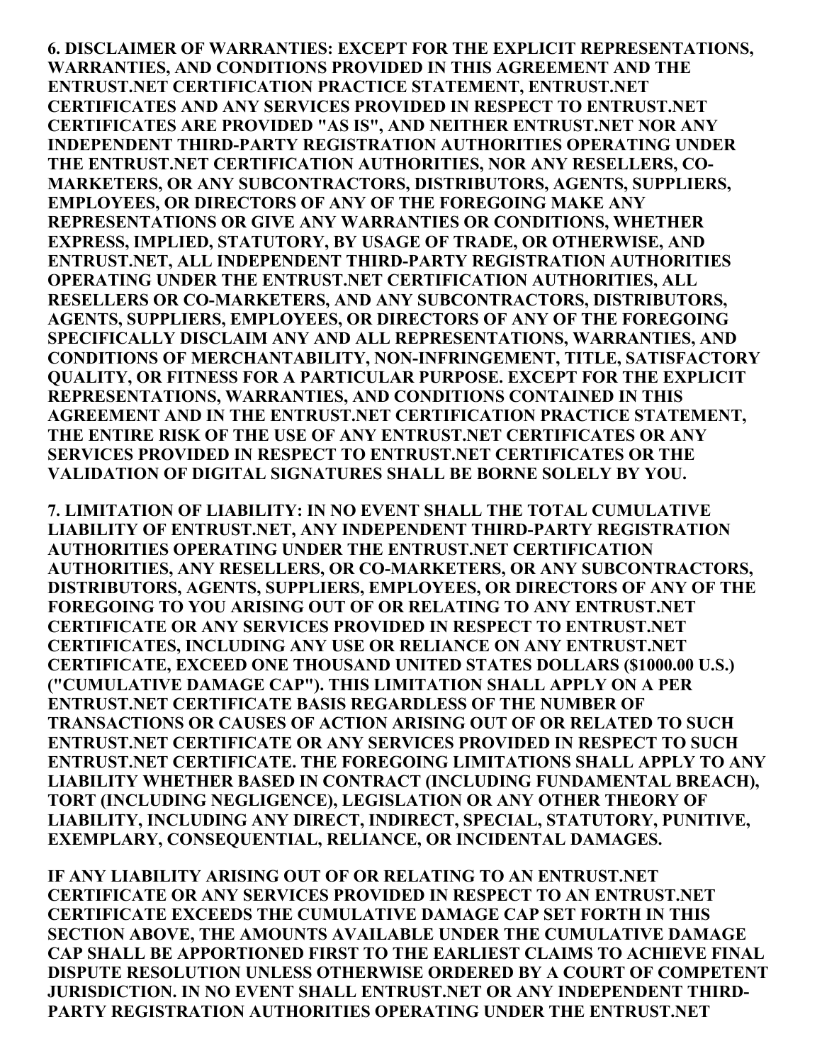**6. DISCLAIMER OF WARRANTIES: EXCEPT FOR THE EXPLICIT REPRESENTATIONS, WARRANTIES, AND CONDITIONS PROVIDED IN THIS AGREEMENT AND THE ENTRUST.NET CERTIFICATION PRACTICE STATEMENT, ENTRUST.NET CERTIFICATES AND ANY SERVICES PROVIDED IN RESPECT TO ENTRUST.NET CERTIFICATES ARE PROVIDED "AS IS", AND NEITHER ENTRUST.NET NOR ANY INDEPENDENT THIRD-PARTY REGISTRATION AUTHORITIES OPERATING UNDER THE ENTRUST.NET CERTIFICATION AUTHORITIES, NOR ANY RESELLERS, CO-MARKETERS, OR ANY SUBCONTRACTORS, DISTRIBUTORS, AGENTS, SUPPLIERS, EMPLOYEES, OR DIRECTORS OF ANY OF THE FOREGOING MAKE ANY REPRESENTATIONS OR GIVE ANY WARRANTIES OR CONDITIONS, WHETHER EXPRESS, IMPLIED, STATUTORY, BY USAGE OF TRADE, OR OTHERWISE, AND ENTRUST.NET, ALL INDEPENDENT THIRD-PARTY REGISTRATION AUTHORITIES OPERATING UNDER THE ENTRUST.NET CERTIFICATION AUTHORITIES, ALL RESELLERS OR CO-MARKETERS, AND ANY SUBCONTRACTORS, DISTRIBUTORS, AGENTS, SUPPLIERS, EMPLOYEES, OR DIRECTORS OF ANY OF THE FOREGOING SPECIFICALLY DISCLAIM ANY AND ALL REPRESENTATIONS, WARRANTIES, AND CONDITIONS OF MERCHANTABILITY, NON-INFRINGEMENT, TITLE, SATISFACTORY QUALITY, OR FITNESS FOR A PARTICULAR PURPOSE. EXCEPT FOR THE EXPLICIT REPRESENTATIONS, WARRANTIES, AND CONDITIONS CONTAINED IN THIS AGREEMENT AND IN THE ENTRUST.NET CERTIFICATION PRACTICE STATEMENT, THE ENTIRE RISK OF THE USE OF ANY ENTRUST.NET CERTIFICATES OR ANY SERVICES PROVIDED IN RESPECT TO ENTRUST.NET CERTIFICATES OR THE VALIDATION OF DIGITAL SIGNATURES SHALL BE BORNE SOLELY BY YOU.**

**7. LIMITATION OF LIABILITY: IN NO EVENT SHALL THE TOTAL CUMULATIVE LIABILITY OF ENTRUST.NET, ANY INDEPENDENT THIRD-PARTY REGISTRATION AUTHORITIES OPERATING UNDER THE ENTRUST.NET CERTIFICATION AUTHORITIES, ANY RESELLERS, OR CO-MARKETERS, OR ANY SUBCONTRACTORS, DISTRIBUTORS, AGENTS, SUPPLIERS, EMPLOYEES, OR DIRECTORS OF ANY OF THE FOREGOING TO YOU ARISING OUT OF OR RELATING TO ANY ENTRUST.NET CERTIFICATE OR ANY SERVICES PROVIDED IN RESPECT TO ENTRUST.NET CERTIFICATES, INCLUDING ANY USE OR RELIANCE ON ANY ENTRUST.NET CERTIFICATE, EXCEED ONE THOUSAND UNITED STATES DOLLARS ($1000.00 U.S.) ("CUMULATIVE DAMAGE CAP"). THIS LIMITATION SHALL APPLY ON A PER ENTRUST.NET CERTIFICATE BASIS REGARDLESS OF THE NUMBER OF TRANSACTIONS OR CAUSES OF ACTION ARISING OUT OF OR RELATED TO SUCH ENTRUST.NET CERTIFICATE OR ANY SERVICES PROVIDED IN RESPECT TO SUCH ENTRUST.NET CERTIFICATE. THE FOREGOING LIMITATIONS SHALL APPLY TO ANY LIABILITY WHETHER BASED IN CONTRACT (INCLUDING FUNDAMENTAL BREACH), TORT (INCLUDING NEGLIGENCE), LEGISLATION OR ANY OTHER THEORY OF LIABILITY, INCLUDING ANY DIRECT, INDIRECT, SPECIAL, STATUTORY, PUNITIVE, EXEMPLARY, CONSEQUENTIAL, RELIANCE, OR INCIDENTAL DAMAGES.**

**IF ANY LIABILITY ARISING OUT OF OR RELATING TO AN ENTRUST.NET CERTIFICATE OR ANY SERVICES PROVIDED IN RESPECT TO AN ENTRUST.NET CERTIFICATE EXCEEDS THE CUMULATIVE DAMAGE CAP SET FORTH IN THIS SECTION ABOVE, THE AMOUNTS AVAILABLE UNDER THE CUMULATIVE DAMAGE CAP SHALL BE APPORTIONED FIRST TO THE EARLIEST CLAIMS TO ACHIEVE FINAL DISPUTE RESOLUTION UNLESS OTHERWISE ORDERED BY A COURT OF COMPETENT JURISDICTION. IN NO EVENT SHALL ENTRUST.NET OR ANY INDEPENDENT THIRD-PARTY REGISTRATION AUTHORITIES OPERATING UNDER THE ENTRUST.NET**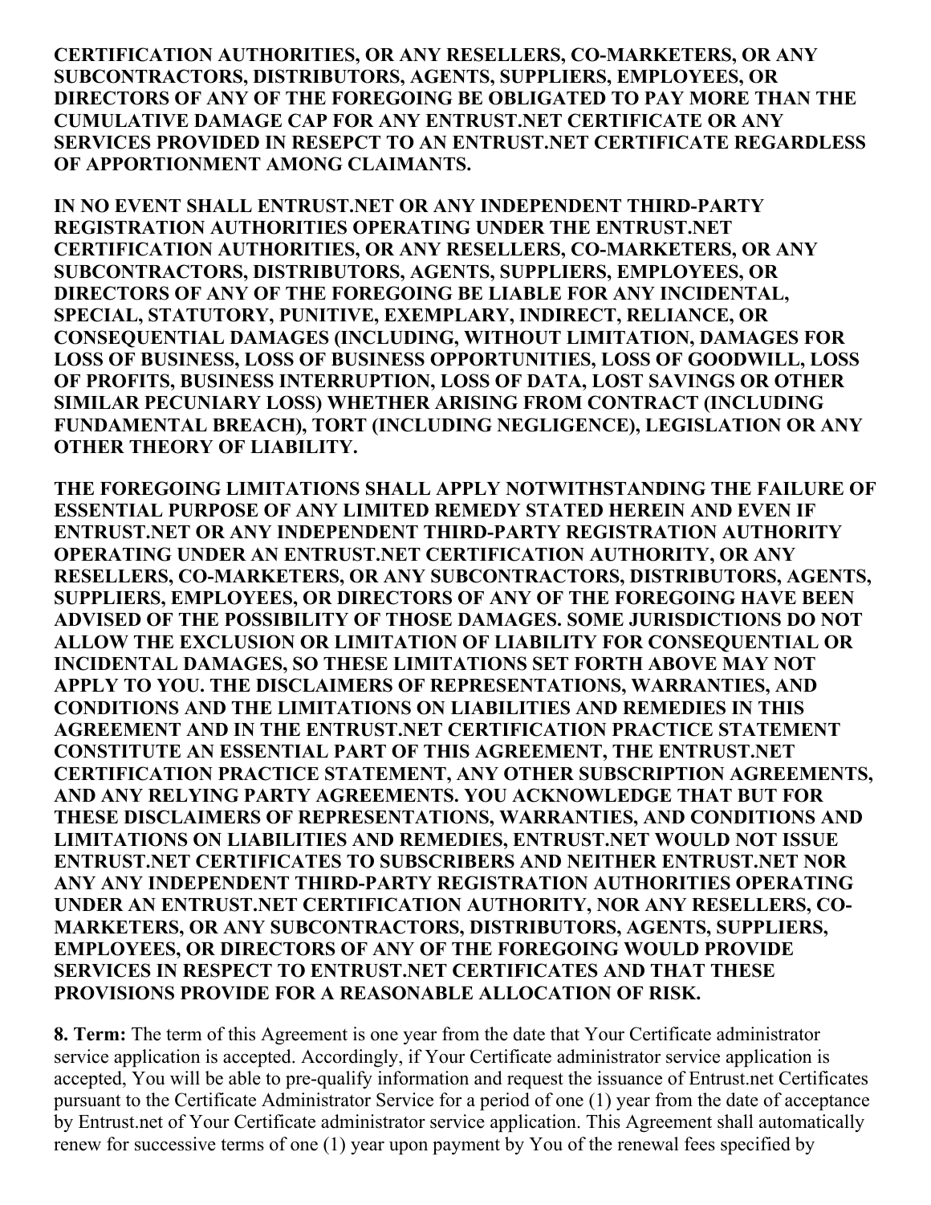**CERTIFICATION AUTHORITIES, OR ANY RESELLERS, CO-MARKETERS, OR ANY SUBCONTRACTORS, DISTRIBUTORS, AGENTS, SUPPLIERS, EMPLOYEES, OR DIRECTORS OF ANY OF THE FOREGOING BE OBLIGATED TO PAY MORE THAN THE CUMULATIVE DAMAGE CAP FOR ANY ENTRUST.NET CERTIFICATE OR ANY SERVICES PROVIDED IN RESEPCT TO AN ENTRUST.NET CERTIFICATE REGARDLESS OF APPORTIONMENT AMONG CLAIMANTS.**

**IN NO EVENT SHALL ENTRUST.NET OR ANY INDEPENDENT THIRD-PARTY REGISTRATION AUTHORITIES OPERATING UNDER THE ENTRUST.NET CERTIFICATION AUTHORITIES, OR ANY RESELLERS, CO-MARKETERS, OR ANY SUBCONTRACTORS, DISTRIBUTORS, AGENTS, SUPPLIERS, EMPLOYEES, OR DIRECTORS OF ANY OF THE FOREGOING BE LIABLE FOR ANY INCIDENTAL, SPECIAL, STATUTORY, PUNITIVE, EXEMPLARY, INDIRECT, RELIANCE, OR CONSEQUENTIAL DAMAGES (INCLUDING, WITHOUT LIMITATION, DAMAGES FOR LOSS OF BUSINESS, LOSS OF BUSINESS OPPORTUNITIES, LOSS OF GOODWILL, LOSS OF PROFITS, BUSINESS INTERRUPTION, LOSS OF DATA, LOST SAVINGS OR OTHER SIMILAR PECUNIARY LOSS) WHETHER ARISING FROM CONTRACT (INCLUDING FUNDAMENTAL BREACH), TORT (INCLUDING NEGLIGENCE), LEGISLATION OR ANY OTHER THEORY OF LIABILITY.**

**THE FOREGOING LIMITATIONS SHALL APPLY NOTWITHSTANDING THE FAILURE OF ESSENTIAL PURPOSE OF ANY LIMITED REMEDY STATED HEREIN AND EVEN IF ENTRUST.NET OR ANY INDEPENDENT THIRD-PARTY REGISTRATION AUTHORITY OPERATING UNDER AN ENTRUST.NET CERTIFICATION AUTHORITY, OR ANY RESELLERS, CO-MARKETERS, OR ANY SUBCONTRACTORS, DISTRIBUTORS, AGENTS, SUPPLIERS, EMPLOYEES, OR DIRECTORS OF ANY OF THE FOREGOING HAVE BEEN ADVISED OF THE POSSIBILITY OF THOSE DAMAGES. SOME JURISDICTIONS DO NOT ALLOW THE EXCLUSION OR LIMITATION OF LIABILITY FOR CONSEQUENTIAL OR INCIDENTAL DAMAGES, SO THESE LIMITATIONS SET FORTH ABOVE MAY NOT APPLY TO YOU. THE DISCLAIMERS OF REPRESENTATIONS, WARRANTIES, AND CONDITIONS AND THE LIMITATIONS ON LIABILITIES AND REMEDIES IN THIS AGREEMENT AND IN THE ENTRUST.NET CERTIFICATION PRACTICE STATEMENT CONSTITUTE AN ESSENTIAL PART OF THIS AGREEMENT, THE ENTRUST.NET CERTIFICATION PRACTICE STATEMENT, ANY OTHER SUBSCRIPTION AGREEMENTS, AND ANY RELYING PARTY AGREEMENTS. YOU ACKNOWLEDGE THAT BUT FOR THESE DISCLAIMERS OF REPRESENTATIONS, WARRANTIES, AND CONDITIONS AND LIMITATIONS ON LIABILITIES AND REMEDIES, ENTRUST.NET WOULD NOT ISSUE ENTRUST.NET CERTIFICATES TO SUBSCRIBERS AND NEITHER ENTRUST.NET NOR ANY ANY INDEPENDENT THIRD-PARTY REGISTRATION AUTHORITIES OPERATING UNDER AN ENTRUST.NET CERTIFICATION AUTHORITY, NOR ANY RESELLERS, CO-MARKETERS, OR ANY SUBCONTRACTORS, DISTRIBUTORS, AGENTS, SUPPLIERS, EMPLOYEES, OR DIRECTORS OF ANY OF THE FOREGOING WOULD PROVIDE SERVICES IN RESPECT TO ENTRUST.NET CERTIFICATES AND THAT THESE PROVISIONS PROVIDE FOR A REASONABLE ALLOCATION OF RISK.**

**8. Term:** The term of this Agreement is one year from the date that Your Certificate administrator service application is accepted. Accordingly, if Your Certificate administrator service application is accepted, You will be able to pre-qualify information and request the issuance of Entrust.net Certificates pursuant to the Certificate Administrator Service for a period of one (1) year from the date of acceptance by Entrust.net of Your Certificate administrator service application. This Agreement shall automatically renew for successive terms of one (1) year upon payment by You of the renewal fees specified by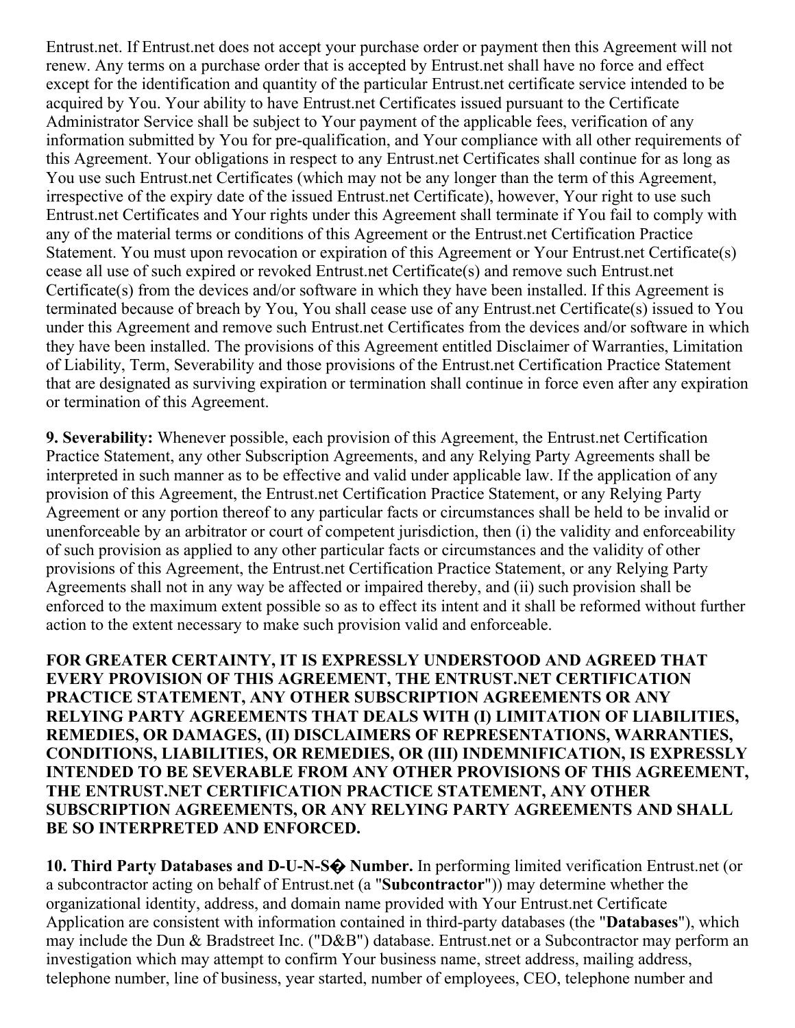Entrust.net. If Entrust.net does not accept your purchase order or payment then this Agreement will not renew. Any terms on a purchase order that is accepted by Entrust.net shall have no force and effect except for the identification and quantity of the particular Entrust.net certificate service intended to be acquired by You. Your ability to have Entrust.net Certificates issued pursuant to the Certificate Administrator Service shall be subject to Your payment of the applicable fees, verification of any information submitted by You for pre-qualification, and Your compliance with all other requirements of this Agreement. Your obligations in respect to any Entrust.net Certificates shall continue for as long as You use such Entrust.net Certificates (which may not be any longer than the term of this Agreement, irrespective of the expiry date of the issued Entrust.net Certificate), however, Your right to use such Entrust.net Certificates and Your rights under this Agreement shall terminate if You fail to comply with any of the material terms or conditions of this Agreement or the Entrust.net Certification Practice Statement. You must upon revocation or expiration of this Agreement or Your Entrust.net Certificate(s) cease all use of such expired or revoked Entrust.net Certificate(s) and remove such Entrust.net Certificate(s) from the devices and/or software in which they have been installed. If this Agreement is terminated because of breach by You, You shall cease use of any Entrust.net Certificate(s) issued to You under this Agreement and remove such Entrust.net Certificates from the devices and/or software in which they have been installed. The provisions of this Agreement entitled Disclaimer of Warranties, Limitation of Liability, Term, Severability and those provisions of the Entrust.net Certification Practice Statement that are designated as surviving expiration or termination shall continue in force even after any expiration or termination of this Agreement.

**9. Severability:** Whenever possible, each provision of this Agreement, the Entrust.net Certification Practice Statement, any other Subscription Agreements, and any Relying Party Agreements shall be interpreted in such manner as to be effective and valid under applicable law. If the application of any provision of this Agreement, the Entrust.net Certification Practice Statement, or any Relying Party Agreement or any portion thereof to any particular facts or circumstances shall be held to be invalid or unenforceable by an arbitrator or court of competent jurisdiction, then (i) the validity and enforceability of such provision as applied to any other particular facts or circumstances and the validity of other provisions of this Agreement, the Entrust.net Certification Practice Statement, or any Relying Party Agreements shall not in any way be affected or impaired thereby, and (ii) such provision shall be enforced to the maximum extent possible so as to effect its intent and it shall be reformed without further action to the extent necessary to make such provision valid and enforceable.

**FOR GREATER CERTAINTY, IT IS EXPRESSLY UNDERSTOOD AND AGREED THAT EVERY PROVISION OF THIS AGREEMENT, THE ENTRUST.NET CERTIFICATION PRACTICE STATEMENT, ANY OTHER SUBSCRIPTION AGREEMENTS OR ANY RELYING PARTY AGREEMENTS THAT DEALS WITH (I) LIMITATION OF LIABILITIES, REMEDIES, OR DAMAGES, (II) DISCLAIMERS OF REPRESENTATIONS, WARRANTIES, CONDITIONS, LIABILITIES, OR REMEDIES, OR (III) INDEMNIFICATION, IS EXPRESSLY INTENDED TO BE SEVERABLE FROM ANY OTHER PROVISIONS OF THIS AGREEMENT, THE ENTRUST.NET CERTIFICATION PRACTICE STATEMENT, ANY OTHER SUBSCRIPTION AGREEMENTS, OR ANY RELYING PARTY AGREEMENTS AND SHALL BE SO INTERPRETED AND ENFORCED.**

**10. Third Party Databases and D-U-N-S� Number.** In performing limited verification Entrust.net (or a subcontractor acting on behalf of Entrust.net (a "**Subcontractor**")) may determine whether the organizational identity, address, and domain name provided with Your Entrust.net Certificate Application are consistent with information contained in third-party databases (the "**Databases**"), which may include the Dun & Bradstreet Inc. ("D&B") database. Entrust.net or a Subcontractor may perform an investigation which may attempt to confirm Your business name, street address, mailing address, telephone number, line of business, year started, number of employees, CEO, telephone number and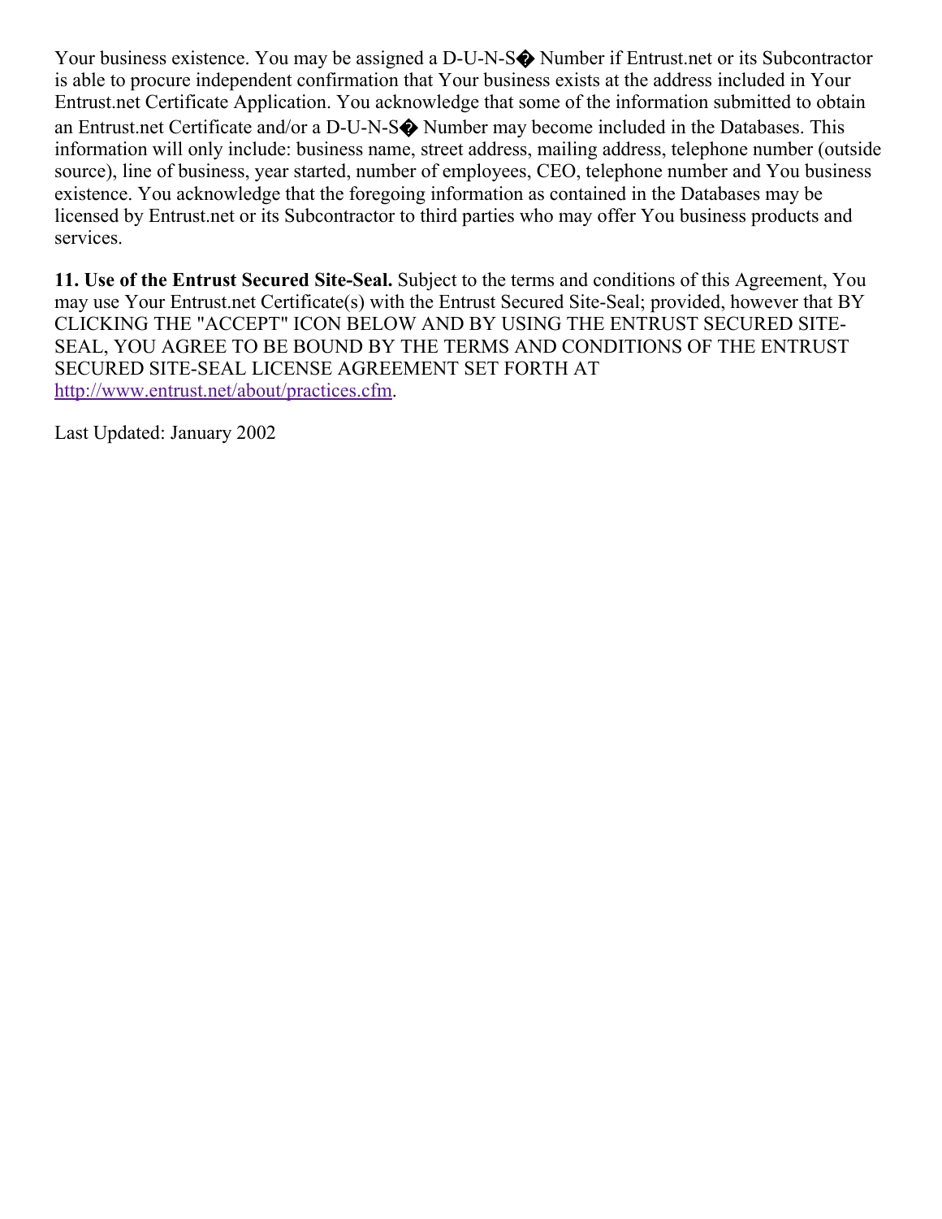Your business existence. You may be assigned a D-U-N-S� Number if Entrust.net or its Subcontractor is able to procure independent confirmation that Your business exists at the address included in Your Entrust.net Certificate Application. You acknowledge that some of the information submitted to obtain an Entrust.net Certificate and/or a D-U-N-S� Number may become included in the Databases. This information will only include: business name, street address, mailing address, telephone number (outside source), line of business, year started, number of employees, CEO, telephone number and You business existence. You acknowledge that the foregoing information as contained in the Databases may be licensed by Entrust.net or its Subcontractor to third parties who may offer You business products and services.

**11. Use of the Entrust Secured Site-Seal.** Subject to the terms and conditions of this Agreement, You may use Your Entrust.net Certificate(s) with the Entrust Secured Site-Seal; provided, however that BY CLICKING THE "ACCEPT" ICON BELOW AND BY USING THE ENTRUST SECURED SITE-SEAL, YOU AGREE TO BE BOUND BY THE TERMS AND CONDITIONS OF THE ENTRUST SECURED SITE-SEAL LICENSE AGREEMENT SET FORTH AT http://www.entrust.net/about/practices.cfm.

Last Updated: January 2002